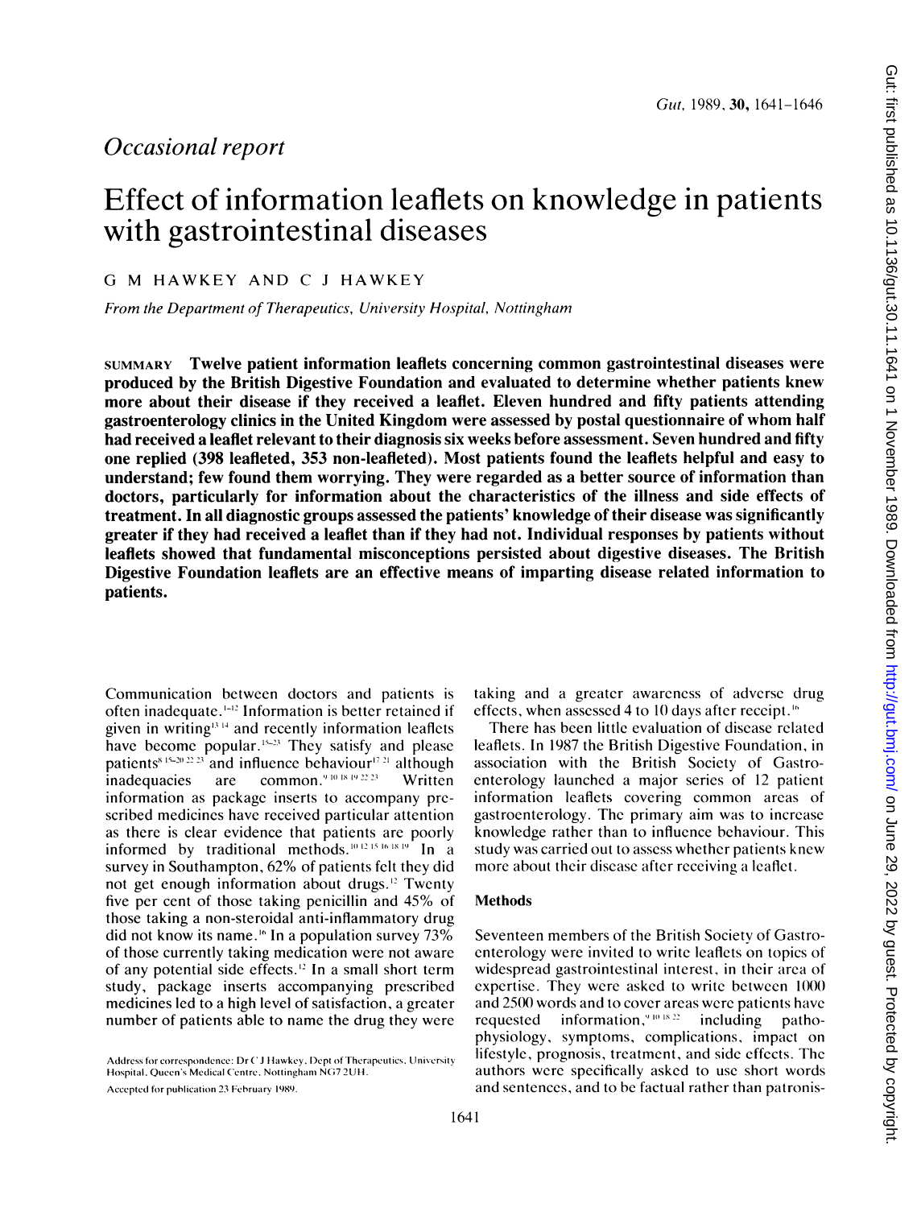*Occasional report*

# Effect of information leaflets on knowledge in patients with gastrointestinal diseases

G M HAWKEY AND C J HAWKEY

*From the Department of Therapeutics, University Hospital, Nottingham*

SUMMARY **Twelve patient information leaflets concerning common gastrointestinal diseases were produced by the British Digestive Foundation and evaluated to determine whether patients knew more about their disease if they received a leaflet. Eleven hundred and fifty patients attending gastroenterology clinics in the United Kingdom were assessed by postal questionnaire of whom half had received a leaflet relevant to their diagnosis six weeks before assessment. Seven hundred and fifty one replied (398 leafleted, 353 non-leafleted). Most patients found the leaflets helpful and easy to understand; few found them worrying. They were regarded as a better source of information than doctors, particularly for information about the characteristics of the illness and side effects of treatment. In all diagnostic groups assessed the patients' knowledge of their disease was significantly greater if they had received a leaflet than if they had not. Individual responses by patients without leaflets showed that fundamental misconceptions persisted about digestive diseases. The British Digestive Foundation leaflets are an effective means of imparting disease related information to patients.**

Communication between doctors and patients is often inadequate.[1-12] Information is better retained if given in writing[13,14] and recently information leaflets have become popular.[15-23] They satisfy and please patients[8,15-20,22,23] and influence behaviour[17,21] although inadequacies are common.[9,10,18,19,22,23] Written information as package inserts to accompany prescribed medicines have received particular attention as there is clear evidence that patients are poorly informed by traditional methods.[10,12,15,16,18,19] In a survey in Southampton, 62% of patients felt they did not get enough information about drugs.[12] Twenty five per cent of those taking penicillin and 45% of those taking a non-steroidal anti-inflammatory drug did not know its name.[16] In a population survey 73% of those currently taking medication were not aware of any potential side effects.[12] In a small short term study, package inserts accompanying prescribed medicines led to a high level of satisfaction, a greater number of patients able to name the drug they were taking and a greater awareness of adverse drug effects, when assessed 4 to 10 days after receipt.[16]

There has been little evaluation of disease related leaflets. In 1987 the British Digestive Foundation, in association with the British Society of Gastroenterology launched a major series of 12 patient information leaflets covering common areas of gastroenterology. The primary aim was to increase knowledge rather than to influence behaviour. This study was carried out to assess whether patients knew more about their disease after receiving a leaflet.

## Methods

Seventeen members of the British Society of Gastroenterology were invited to write leaflets on topics of widespread gastrointestinal interest, in their area of expertise. They were asked to write between 1000 and 2500 words and to cover areas were patients have requested information,[9,10,18,22] including pathophysiology, symptoms, complications, impact on lifestyle, prognosis, treatment, and side effects. The authors were specifically asked to use short words and sentences, and to be factual rather than patronis-

Address for correspondence: Dr C J Hawkey, Dept of Therapeutics, University Hospital, Queen's Medical Centre, Nottingham NG7 2UH.

Accepted for publication 23 February 1989.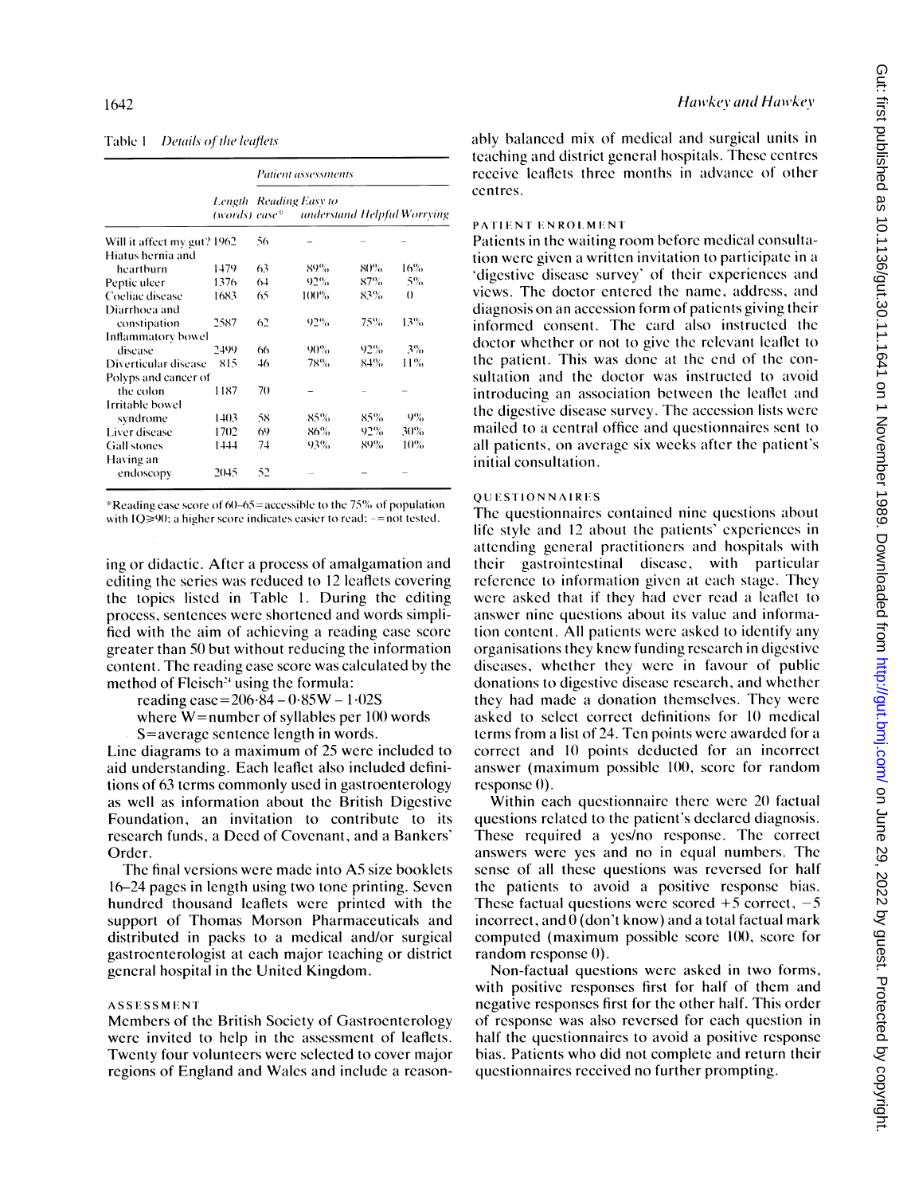Table 1 *Details of the leaflets*

| | Length (words) | Reading ease* | Patient assessments | | |
|---|---|---|---|---|---|
| | | | Easy to understand | Helpful | Worrying |
| Will it affect my gut? | 1962 | 56 | – | – | – |
| Hiatus hernia and heartburn | 1479 | 63 | 89% | 80% | 16% |
| Peptic ulcer | 1376 | 64 | 92% | 87% | 5% |
| Coeliac disease | 1683 | 65 | 100% | 83% | 0 |
| Diarrhoea and constipation | 2587 | 62 | 92% | 75% | 13% |
| Inflammatory bowel disease | 2499 | 66 | 90% | 92% | 3% |
| Diverticular disease | 815 | 46 | 78% | 84% | 11% |
| Polyps and cancer of the colon | 1187 | 70 | – | – | – |
| Irritable bowel syndrome | 1403 | 58 | 85% | 85% | 9% |
| Liver disease | 1702 | 69 | 86% | 92% | 30% |
| Gall stones | 1444 | 74 | 93% | 89% | 10% |
| Having an endoscopy | 2045 | 52 | – | – | – |

*Reading ease score of 60–65 = accessible to the 75% of population with IQ≥90; a higher score indicates easier to read; – = not tested.

ing or didactic. After a process of amalgamation and editing the series was reduced to 12 leaflets covering the topics listed in Table 1. During the editing process, sentences were shortened and words simplified with the aim of achieving a reading ease score greater than 50 but without reducing the information content. The reading ease score was calculated by the method of Fleisch[24] using the formula:

$$\text{reading ease} = 206.84 - 0.85W - 1.02S$$

where W = number of syllables per 100 words
S = average sentence length in words.

Line diagrams to a maximum of 25 were included to aid understanding. Each leaflet also included definitions of 63 terms commonly used in gastroenterology as well as information about the British Digestive Foundation, an invitation to contribute to its research funds, a Deed of Covenant, and a Bankers' Order.

The final versions were made into A5 size booklets 16–24 pages in length using two tone printing. Seven hundred thousand leaflets were printed with the support of Thomas Morson Pharmaceuticals and distributed in packs to a medical and/or surgical gastroenterologist at each major teaching or district general hospital in the United Kingdom.

### ASSESSMENT

Members of the British Society of Gastroenterology were invited to help in the assessment of leaflets. Twenty four volunteers were selected to cover major regions of England and Wales and include a reasonably balanced mix of medical and surgical units in teaching and district general hospitals. These centres receive leaflets three months in advance of other centres.

### PATIENT ENROLMENT

Patients in the waiting room before medical consultation were given a written invitation to participate in a 'digestive disease survey' of their experiences and views. The doctor entered the name, address, and diagnosis on an accession form of patients giving their informed consent. The card also instructed the doctor whether or not to give the relevant leaflet to the patient. This was done at the end of the consultation and the doctor was instructed to avoid introducing an association between the leaflet and the digestive disease survey. The accession lists were mailed to a central office and questionnaires sent to all patients, on average six weeks after the patient's initial consultation.

### QUESTIONNAIRES

The questionnaires contained nine questions about life style and 12 about the patients' experiences in attending general practitioners and hospitals with their gastrointestinal disease, with particular reference to information given at each stage. They were asked that if they had ever read a leaflet to answer nine questions about its value and information content. All patients were asked to identify any organisations they knew funding research in digestive diseases, whether they were in favour of public donations to digestive disease research, and whether they had made a donation themselves. They were asked to select correct definitions for 10 medical terms from a list of 24. Ten points were awarded for a correct and 10 points deducted for an incorrect answer (maximum possible 100, score for random response 0).

Within each questionnaire there were 20 factual questions related to the patient's declared diagnosis. These required a yes/no response. The correct answers were yes and no in equal numbers. The sense of all these questions was reversed for half the patients to avoid a positive response bias. These factual questions were scored +5 correct, −5 incorrect, and 0 (don't know) and a total factual mark computed (maximum possible score 100, score for random response 0).

Non-factual questions were asked in two forms, with positive responses first for half of them and negative responses first for the other half. This order of response was also reversed for each question in half the questionnaires to avoid a positive response bias. Patients who did not complete and return their questionnaires received no further prompting.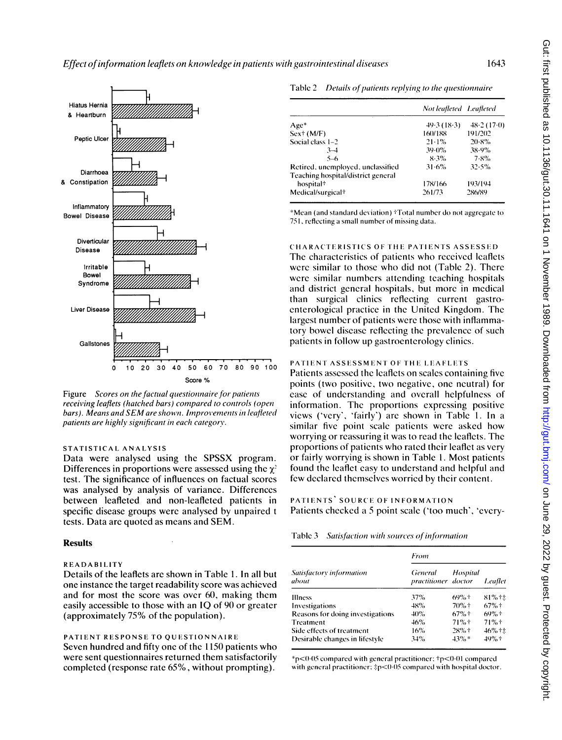Figure *Scores on the factual questionnaire for patients receiving leaflets (hatched bars) compared to controls (open bars). Means and SEM are shown. Improvements in leafleted patients are highly significant in each category.*

STATISTICAL ANALYSIS

Data were analysed using the SPSSX program. Differences in proportions were assessed using the $\chi^2$ test. The significance of influences on factual scores was analysed by analysis of variance. Differences between leafleted and non-leafleted patients in specific disease groups were analysed by unpaired t tests. Data are quoted as means and SEM.

## Results

READABILITY

Details of the leaflets are shown in Table 1. In all but one instance the target readability score was achieved and for most the score was over 60, making them easily accessible to those with an IQ of 90 or greater (approximately 75% of the population).

PATIENT RESPONSE TO QUESTIONNAIRE

Seven hundred and fifty one of the 1150 patients who were sent questionnaires returned them satisfactorily completed (response rate 65%, without prompting).

Table 2 *Details of patients replying to the questionnaire*

| | Not leafleted | Leafleted |
|---|---|---|
| Age* | 49·3 (18·3) | 48·2 (17·0) |
| Sex† (M/F) | 160/188 | 191/202 |
| Social class 1–2 | 21·1% | 20·8% |
| 3–4 | 39·0% | 38·9% |
| 5–6 | 8·3% | 7·8% |
| Retired, unemployed, unclassified | 31·6% | 32·5% |
| Teaching hospital/district general hospital† | 178/166 | 193/194 |
| Medical/surgical† | 261/73 | 286/89 |

*Mean (and standard deviation) †Total number do not aggregate to 751, reflecting a small number of missing data.

CHARACTERISTICS OF THE PATIENTS ASSESSED

The characteristics of patients who received leaflets were similar to those who did not (Table 2). There were similar numbers attending teaching hospitals and district general hospitals, but more in medical than surgical clinics reflecting current gastroenterological practice in the United Kingdom. The largest number of patients were those with inflammatory bowel disease reflecting the prevalence of such patients in follow up gastroenterology clinics.

PATIENT ASSESSMENT OF THE LEAFLETS

Patients assessed the leaflets on scales containing five points (two positive, two negative, one neutral) for ease of understanding and overall helpfulness of information. The proportions expressing positive views ('very', 'fairly') are shown in Table 1. In a similar five point scale patients were asked how worrying or reassuring it was to read the leaflets. The proportions of patients who rated their leaflet as very or fairly worrying is shown in Table 1. Most patients found the leaflet easy to understand and helpful and few declared themselves worried by their content.

PATIENTS' SOURCE OF INFORMATION

Patients checked a 5 point scale ('too much', 'every-

Table 3 *Satisfaction with sources of information*

| Satisfactory information about | From General practitioner | Hospital doctor | Leaflet |
|---|---|---|---|
| Illness | 37% | 69%† | 81%†‡ |
| Investigations | 48% | 70%† | 67%† |
| Reasons for doing investigations | 40% | 67%† | 69%† |
| Treatment | 46% | 71%† | 71%† |
| Side effects of treatment | 16% | 28%† | 46%†‡ |
| Desirable changes in lifestyle | 34% | 43%* | 49%† |

*$p<0.05$ compared with general practitioner; †$p<0.01$ compared with general practitioner; ‡$p<0.05$ compared with hospital doctor.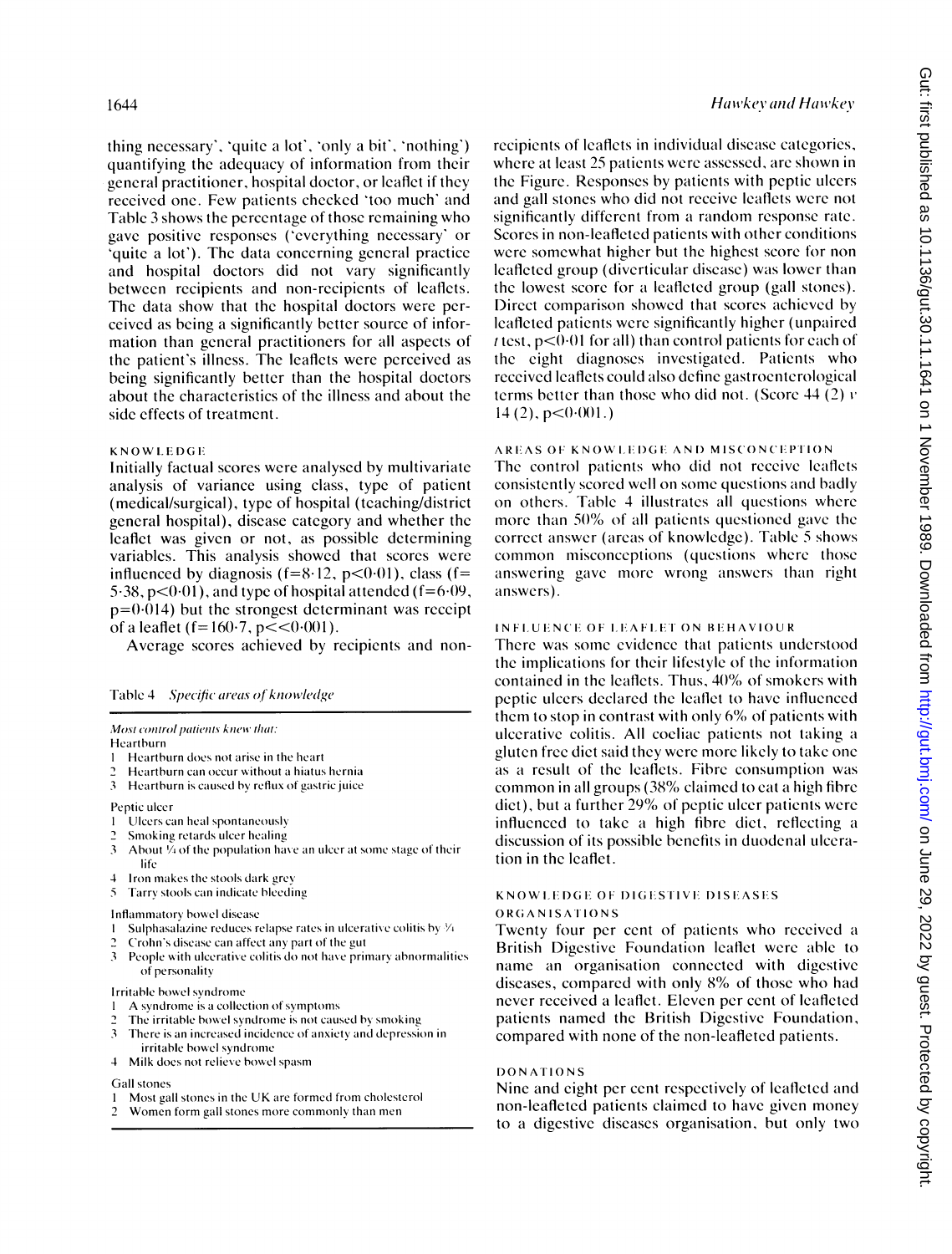thing necessary', 'quite a lot', 'only a bit', 'nothing') quantifying the adequacy of information from their general practitioner, hospital doctor, or leaflet if they received one. Few patients checked 'too much' and Table 3 shows the percentage of those remaining who gave positive responses ('everything necessary' or 'quite a lot'). The data concerning general practice and hospital doctors did not vary significantly between recipients and non-recipients of leaflets. The data show that the hospital doctors were perceived as being a significantly better source of information than general practitioners for all aspects of the patient's illness. The leaflets were perceived as being significantly better than the hospital doctors about the characteristics of the illness and about the side effects of treatment.

### KNOWLEDGE

Initially factual scores were analysed by multivariate analysis of variance using class, type of patient (medical/surgical), type of hospital (teaching/district general hospital), disease category and whether the leaflet was given or not, as possible determining variables. This analysis showed that scores were influenced by diagnosis ($f=8 \cdot 12$, $p<0 \cdot 01$), class ($f=5 \cdot 38$, $p<0 \cdot 01$), and type of hospital attended ($f=6 \cdot 09$, $p=0 \cdot 014$) but the strongest determinant was receipt of a leaflet ($f=160 \cdot 7$, $p<<0 \cdot 001$).

Average scores achieved by recipients and non-recipients of leaflets in individual disease categories, where at least 25 patients were assessed, are shown in the Figure. Responses by patients with peptic ulcers and gall stones who did not receive leaflets were not significantly different from a random response rate. Scores in non-leafleted patients with other conditions were somewhat higher but the highest score for non leafleted group (diverticular disease) was lower than the lowest score for a leafleted group (gall stones). Direct comparison showed that scores achieved by leafleted patients were significantly higher (unpaired *t* test, $p<0 \cdot 01$ for all) than control patients for each of the eight diagnoses investigated. Patients who received leaflets could also define gastroenterological terms better than those who did not. (Score 44 (2) *v* 14 (2), $p<0 \cdot 001$.)

Table 4 *Specific areas of knowledge*

*Most control patients knew that:*

Heartburn
1 Heartburn does not arise in the heart
2 Heartburn can occur without a hiatus hernia
3 Heartburn is caused by reflux of gastric juice

Peptic ulcer
1 Ulcers can heal spontaneously
2 Smoking retards ulcer healing
3 About ¹⁄₄ of the population have an ulcer at some stage of their life
4 Iron makes the stools dark grey
5 Tarry stools can indicate bleeding

Inflammatory bowel disease
1 Sulphasalazine reduces relapse rates in ulcerative colitis by ¹⁄₄
2 Crohn's disease can affect any part of the gut
3 People with ulcerative colitis do not have primary abnormalities of personality

Irritable bowel syndrome
1 A syndrome is a collection of symptoms
2 The irritable bowel syndrome is not caused by smoking
3 There is an increased incidence of anxiety and depression in irritable bowel syndrome
4 Milk does not relieve bowel spasm

Gall stones
1 Most gall stones in the UK are formed from cholesterol
2 Women form gall stones more commonly than men

### AREAS OF KNOWLEDGE AND MISCONCEPTION

The control patients who did not receive leaflets consistently scored well on some questions and badly on others. Table 4 illustrates all questions where more than 50% of all patients questioned gave the correct answer (areas of knowledge). Table 5 shows common misconceptions (questions where those answering gave more wrong answers than right answers).

### INFLUENCE OF LEAFLET ON BEHAVIOUR

There was some evidence that patients understood the implications for their lifestyle of the information contained in the leaflets. Thus, 40% of smokers with peptic ulcers declared the leaflet to have influenced them to stop in contrast with only 6% of patients with ulcerative colitis. All coeliac patients not taking a gluten free diet said they were more likely to take one as a result of the leaflets. Fibre consumption was common in all groups (38% claimed to eat a high fibre diet), but a further 29% of peptic ulcer patients were influenced to take a high fibre diet, reflecting a discussion of its possible benefits in duodenal ulceration in the leaflet.

### KNOWLEDGE OF DIGESTIVE DISEASES ORGANISATIONS

Twenty four per cent of patients who received a British Digestive Foundation leaflet were able to name an organisation connected with digestive diseases, compared with only 8% of those who had never received a leaflet. Eleven per cent of leafleted patients named the British Digestive Foundation, compared with none of the non-leafleted patients.

### DONATIONS

Nine and eight per cent respectively of leafleted and non-leafleted patients claimed to have given money to a digestive diseases organisation, but only two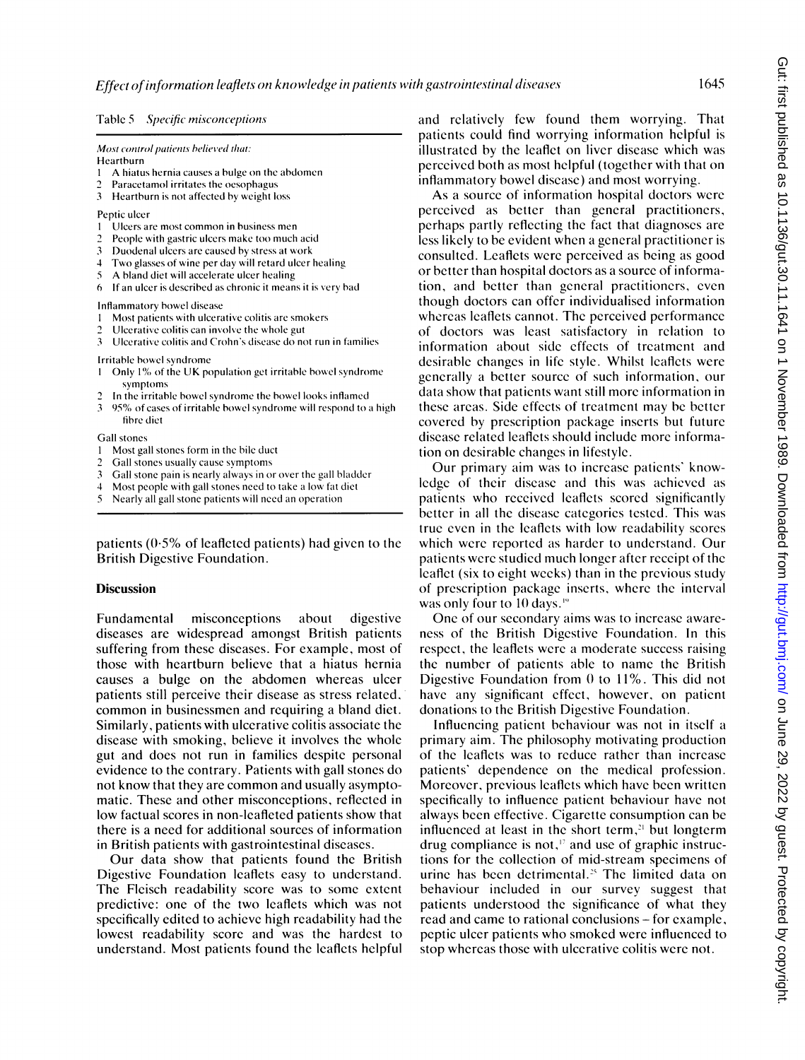Table 5 *Specific misconceptions*

*Most control patients believed that:*

Heartburn

1. A hiatus hernia causes a bulge on the abdomen
2. Paracetamol irritates the oesophagus
3. Heartburn is not affected by weight loss

Peptic ulcer

1. Ulcers are most common in business men
2. People with gastric ulcers make too much acid
3. Duodenal ulcers are caused by stress at work
4. Two glasses of wine per day will retard ulcer healing
5. A bland diet will accelerate ulcer healing
6. If an ulcer is described as chronic it means it is very bad

Inflammatory bowel disease

1. Most patients with ulcerative colitis are smokers
2. Ulcerative colitis can involve the whole gut
3. Ulcerative colitis and Crohn's disease do not run in families

Irritable bowel syndrome

1. Only 1% of the UK population get irritable bowel syndrome symptoms
2. In the irritable bowel syndrome the bowel looks inflamed
3. 95% of cases of irritable bowel syndrome will respond to a high fibre diet

Gall stones

1. Most gall stones form in the bile duct
2. Gall stones usually cause symptoms
3. Gall stone pain is nearly always in or over the gall bladder
4. Most people with gall stones need to take a low fat diet
5. Nearly all gall stone patients will need an operation

patients (0·5% of leafleted patients) had given to the British Digestive Foundation.

## Discussion

Fundamental misconceptions about digestive diseases are widespread amongst British patients suffering from these diseases. For example, most of those with heartburn believe that a hiatus hernia causes a bulge on the abdomen whereas ulcer patients still perceive their disease as stress related, common in businessmen and requiring a bland diet. Similarly, patients with ulcerative colitis associate the disease with smoking, believe it involves the whole gut and does not run in families despite personal evidence to the contrary. Patients with gall stones do not know that they are common and usually asymptomatic. These and other misconceptions, reflected in low factual scores in non-leafleted patients show that there is a need for additional sources of information in British patients with gastrointestinal diseases.

Our data show that patients found the British Digestive Foundation leaflets easy to understand. The Fleisch readability score was to some extent predictive: one of the two leaflets which was not specifically edited to achieve high readability had the lowest readability score and was the hardest to understand. Most patients found the leaflets helpful and relatively few found them worrying. That patients could find worrying information helpful is illustrated by the leaflet on liver disease which was perceived both as most helpful (together with that on inflammatory bowel disease) and most worrying.

As a source of information hospital doctors were perceived as better than general practitioners, perhaps partly reflecting the fact that diagnoses are less likely to be evident when a general practitioner is consulted. Leaflets were perceived as being as good or better than hospital doctors as a source of information, and better than general practitioners, even though doctors can offer individualised information whereas leaflets cannot. The perceived performance of doctors was least satisfactory in relation to information about side effects of treatment and desirable changes in life style. Whilst leaflets were generally a better source of such information, our data show that patients want still more information in these areas. Side effects of treatment may be better covered by prescription package inserts but future disease related leaflets should include more information on desirable changes in lifestyle.

Our primary aim was to increase patients' knowledge of their disease and this was achieved as patients who received leaflets scored significantly better in all the disease categories tested. This was true even in the leaflets with low readability scores which were reported as harder to understand. Our patients were studied much longer after receipt of the leaflet (six to eight weeks) than in the previous study of prescription package inserts, where the interval was only four to 10 days.[19]

One of our secondary aims was to increase awareness of the British Digestive Foundation. In this respect, the leaflets were a moderate success raising the number of patients able to name the British Digestive Foundation from 0 to 11%. This did not have any significant effect, however, on patient donations to the British Digestive Foundation.

Influencing patient behaviour was not in itself a primary aim. The philosophy motivating production of the leaflets was to reduce rather than increase patients' dependence on the medical profession. Moreover, previous leaflets which have been written specifically to influence patient behaviour have not always been effective. Cigarette consumption can be influenced at least in the short term,[21] but longterm drug compliance is not,[17] and use of graphic instructions for the collection of mid-stream specimens of urine has been detrimental.[25] The limited data on behaviour included in our survey suggest that patients understood the significance of what they read and came to rational conclusions – for example, peptic ulcer patients who smoked were influenced to stop whereas those with ulcerative colitis were not.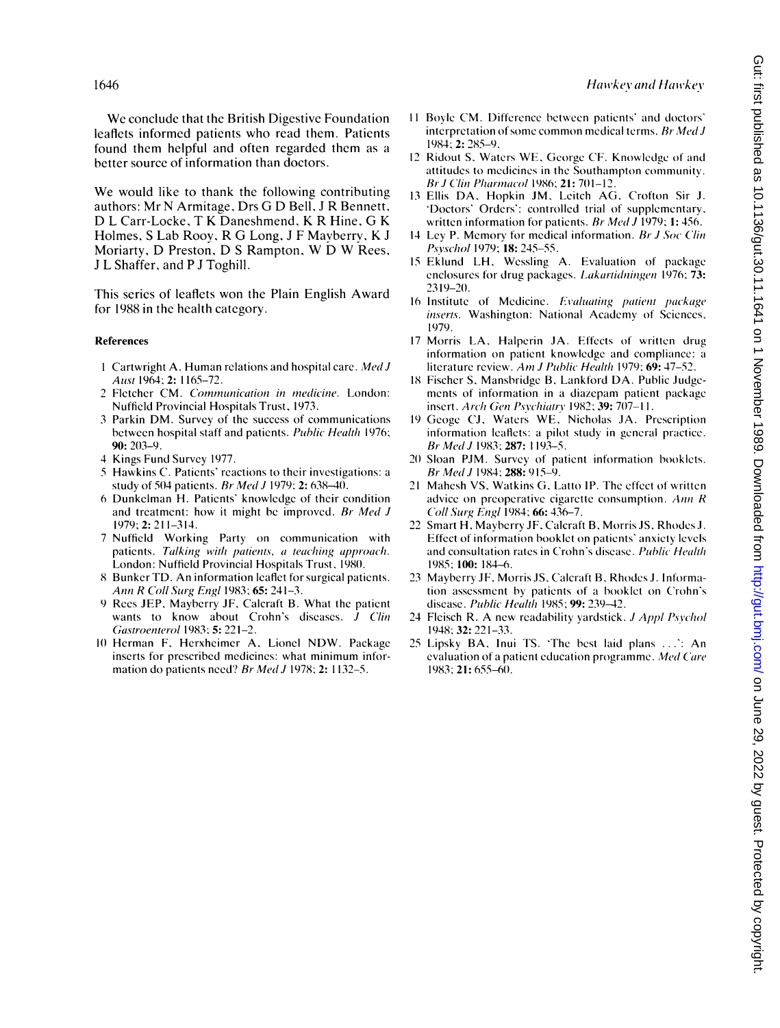We conclude that the British Digestive Foundation leaflets informed patients who read them. Patients found them helpful and often regarded them as a better source of information than doctors.

We would like to thank the following contributing authors: Mr N Armitage, Drs G D Bell, J R Bennett, D L Carr-Locke, T K Daneshmend, K R Hine, G K Holmes, S Lab Rooy, R G Long, J F Mayberry, K J Moriarty, D Preston, D S Rampton, W D W Rees, J L Shaffer, and P J Toghill.

This series of leaflets won the Plain English Award for 1988 in the health category.

#### References

1. Cartwright A. Human relations and hospital care. *Med J Aust* 1964; **2:** 1165–72.
2. Fletcher CM. *Communication in medicine.* London: Nuffield Provincial Hospitals Trust, 1973.
3. Parkin DM. Survey of the success of communications between hospital staff and patients. *Public Health* 1976; **90:** 203–9.
4. Kings Fund Survey 1977.
5. Hawkins C. Patients' reactions to their investigations: a study of 504 patients. *Br Med J* 1979; **2:** 638–40.
6. Dunkelman H. Patients' knowledge of their condition and treatment: how it might be improved. *Br Med J* 1979; **2:** 211–314.
7. Nuffield Working Party on communication with patients. *Talking with patients, a teaching approach.* London: Nuffield Provincial Hospitals Trust, 1980.
8. Bunker TD. An information leaflet for surgical patients. *Ann R Coll Surg Engl* 1983; **65:** 241–3.
9. Rees JEP, Mayberry JF, Calcraft B. What the patient wants to know about Crohn's diseases. *J Clin Gastroenterol* 1983; **5:** 221–2.
10. Herman F, Herxheimer A, Lionel NDW. Package inserts for prescribed medicines: what minimum information do patients need? *Br Med J* 1978; **2:** 1132–5.
11. Boyle CM. Difference between patients' and doctors' interpretation of some common medical terms. *Br Med J* 1984; **2:** 285–9.
12. Ridout S, Waters WE, George CF. Knowledge of and attitudes to medicines in the Southampton community. *Br J Clin Pharmacol* 1986; **21:** 701–12.
13. Ellis DA, Hopkin JM, Leitch AG, Crofton Sir J. 'Doctors' Orders': controlled trial of supplementary, written information for patients. *Br Med J* 1979; **1:** 456.
14. Ley P. Memory for medical information. *Br J Soc Clin Psyschol* 1979; **18:** 245–55.
15. Eklund LH, Wessling A. Evaluation of package enclosures for drug packages. *Lakartidningen* 1976; **73:** 2319–20.
16. Institute of Medicine. *Evaluating patient package inserts.* Washington: National Academy of Sciences, 1979.
17. Morris LA, Halperin JA. Effects of written drug information on patient knowledge and compliance: a literature review. *Am J Public Health* 1979; **69:** 47–52.
18. Fischer S, Mansbridge B, Lankford DA. Public Judgements of information in a diazepam patient package insert. *Arch Gen Psychiatry* 1982; **39:** 707–11.
19. Geoge CJ, Waters WE, Nicholas JA. Prescription information leaflets: a pilot study in general practice. *Br Med J* 1983; **287:** 1193–5.
20. Sloan PJM. Survey of patient information booklets. *Br Med J* 1984; **288:** 915–9.
21. Mahesh VS, Watkins G, Latto IP. The effect of written advice on preoperative cigarette consumption. *Ann R Coll Surg Engl* 1984; **66:** 436–7.
22. Smart H, Mayberry JF, Calcraft B, Morris JS, Rhodes J. Effect of information booklet on patients' anxiety levels and consultation rates in Crohn's disease. *Public Health* 1985; **100:** 184–6.
23. Mayberry JF, Morris JS, Calcraft B, Rhodes J. Information assessment by patients of a booklet on Crohn's disease. *Public Health* 1985; **99:** 239–42.
24. Fleisch R. A new readability yardstick. *J Appl Psychol* 1948; **32:** 221–33.
25. Lipsky BA, Inui TS. 'The best laid plans ...': An evaluation of a patient education programme. *Med Care* 1983; **21:** 655–60.